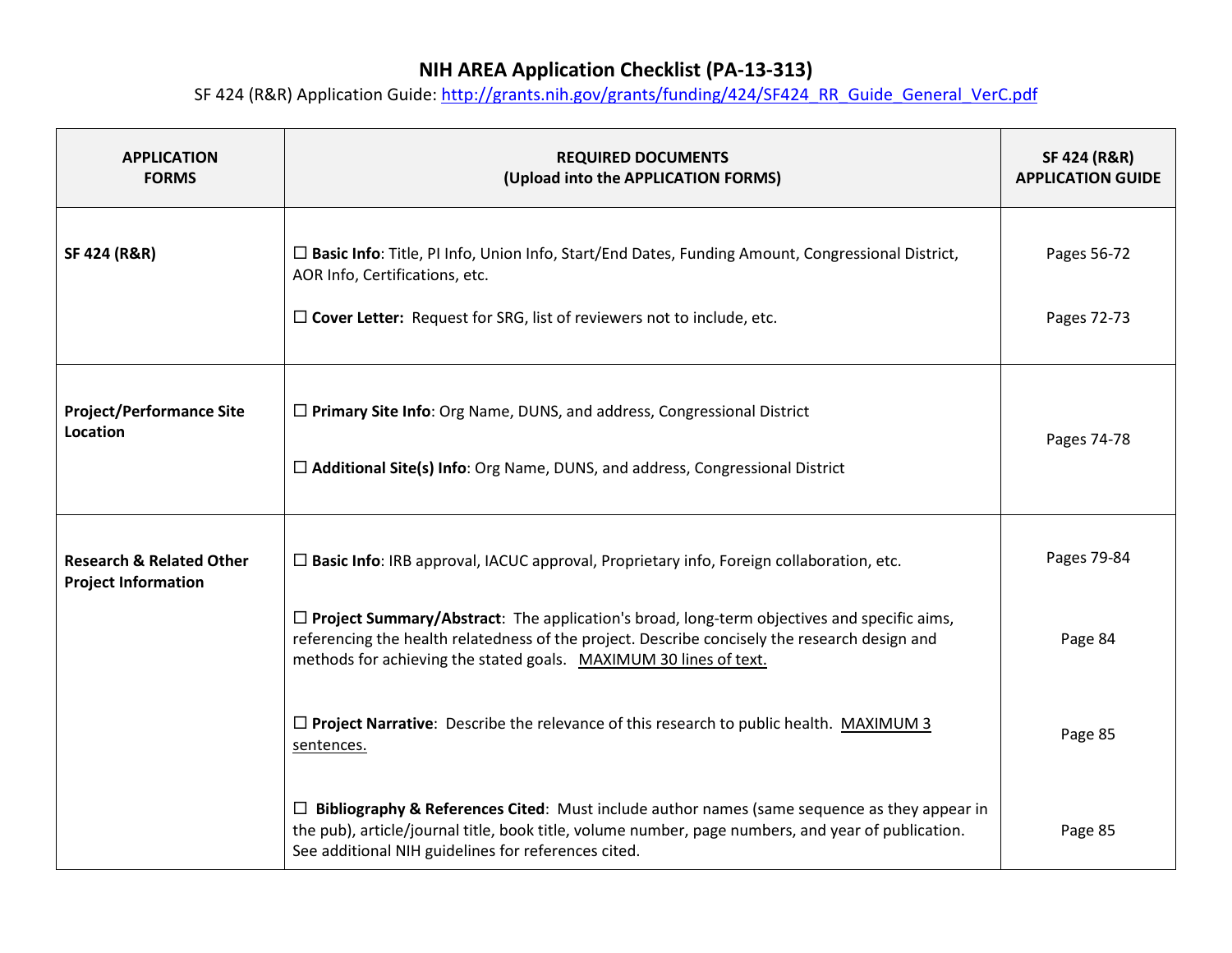# NIH AREA Application Checklist (PA-13-313)

SF 424 (R&R) Application Guide: [http://grants.nih.gov/grants/funding/424/SF424_RR_Guide_General_VerC.pdf](http://grants.nih.gov/grants/funding/424/SF424_RR_Guide_General_VerC.pdf)

| APPLICATION FORMS | REQUIRED DOCUMENTS (Upload into the APPLICATION FORMS) | SF 424 (R&R) APPLICATION GUIDE |
|---|---|---|
| **SF 424 (R&R)** | ☐ **Basic Info**: Title, PI Info, Union Info, Start/End Dates, Funding Amount, Congressional District, AOR Info, Certifications, etc. | Pages 56-72 |
| | ☐ **Cover Letter:** Request for SRG, list of reviewers not to include, etc. | Pages 72-73 |
| **Project/Performance Site Location** | ☐ **Primary Site Info**: Org Name, DUNS, and address, Congressional District<br><br>☐ **Additional Site(s) Info**: Org Name, DUNS, and address, Congressional District | Pages 74-78 |
| **Research & Related Other Project Information** | ☐ **Basic Info**: IRB approval, IACUC approval, Proprietary info, Foreign collaboration, etc. | Pages 79-84 |
| | ☐ **Project Summary/Abstract**: The application's broad, long-term objectives and specific aims, referencing the health relatedness of the project. Describe concisely the research design and methods for achieving the stated goals. <u>MAXIMUM 30 lines of text.</u> | Page 84 |
| | ☐ **Project Narrative**: Describe the relevance of this research to public health. <u>MAXIMUM 3 sentences.</u> | Page 85 |
| | ☐ **Bibliography & References Cited**: Must include author names (same sequence as they appear in the pub), article/journal title, book title, volume number, page numbers, and year of publication. See additional NIH guidelines for references cited. | Page 85 |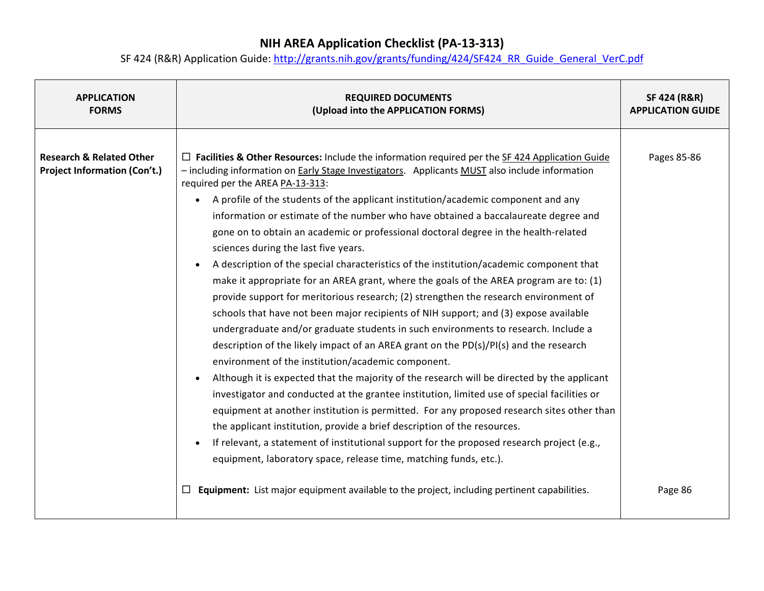# NIH AREA Application Checklist (PA-13-313)

SF 424 (R&R) Application Guide: http://grants.nih.gov/grants/funding/424/SF424_RR_Guide_General_VerC.pdf

| APPLICATION FORMS | REQUIRED DOCUMENTS (Upload into the APPLICATION FORMS) | SF 424 (R&R) APPLICATION GUIDE |
|---|---|---|
| **Research & Related Other Project Information (Con't.)** | ☐ **Facilities & Other Resources:** Include the information required per the SF 424 Application Guide – including information on Early Stage Investigators. Applicants MUST also include information required per the AREA PA-13-313:<br>• A profile of the students of the applicant institution/academic component and any information or estimate of the number who have obtained a baccalaureate degree and gone on to obtain an academic or professional doctoral degree in the health-related sciences during the last five years.<br>• A description of the special characteristics of the institution/academic component that make it appropriate for an AREA grant, where the goals of the AREA program are to: (1) provide support for meritorious research; (2) strengthen the research environment of schools that have not been major recipients of NIH support; and (3) expose available undergraduate and/or graduate students in such environments to research. Include a description of the likely impact of an AREA grant on the PD(s)/PI(s) and the research environment of the institution/academic component.<br>• Although it is expected that the majority of the research will be directed by the applicant investigator and conducted at the grantee institution, limited use of special facilities or equipment at another institution is permitted. For any proposed research sites other than the applicant institution, provide a brief description of the resources.<br>• If relevant, a statement of institutional support for the proposed research project (e.g., equipment, laboratory space, release time, matching funds, etc.). | Pages 85-86 |
| | ☐ **Equipment:** List major equipment available to the project, including pertinent capabilities. | Page 86 |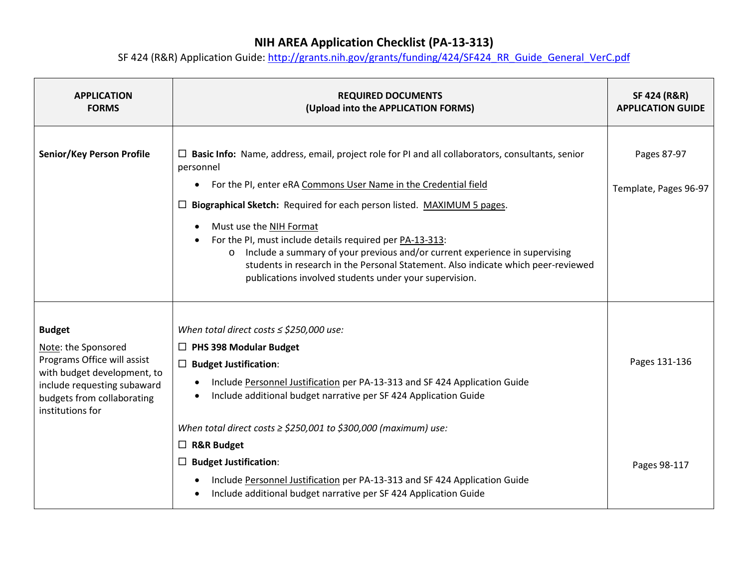# NIH AREA Application Checklist (PA-13-313)

SF 424 (R&R) Application Guide: http://grants.nih.gov/grants/funding/424/SF424_RR_Guide_General_VerC.pdf

| APPLICATION FORMS | REQUIRED DOCUMENTS (Upload into the APPLICATION FORMS) | SF 424 (R&R) APPLICATION GUIDE |
|---|---|---|
| **Senior/Key Person Profile** | ☐ **Basic Info:** Name, address, email, project role for PI and all collaborators, consultants, senior personnel<br>• For the PI, enter eRA Commons User Name in the Credential field<br>☐ **Biographical Sketch:** Required for each person listed. MAXIMUM 5 pages.<br>• Must use the NIH Format<br>• For the PI, must include details required per PA-13-313:<br>o Include a summary of your previous and/or current experience in supervising students in research in the Personal Statement. Also indicate which peer-reviewed publications involved students under your supervision. | Pages 87-97<br><br>Template, Pages 96-97 |
| **Budget**<br>Note: the Sponsored Programs Office will assist with budget development, to include requesting subaward budgets from collaborating institutions for | *When total direct costs ≤ $250,000 use:*<br>☐ **PHS 398 Modular Budget**<br>☐ **Budget Justification**:<br>• Include Personnel Justification per PA-13-313 and SF 424 Application Guide<br>• Include additional budget narrative per SF 424 Application Guide<br><br>*When total direct costs ≥ $250,001 to $300,000 (maximum) use:*<br>☐ **R&R Budget**<br>☐ **Budget Justification**:<br>• Include Personnel Justification per PA-13-313 and SF 424 Application Guide<br>• Include additional budget narrative per SF 424 Application Guide | Pages 131-136<br><br><br><br>Pages 98-117 |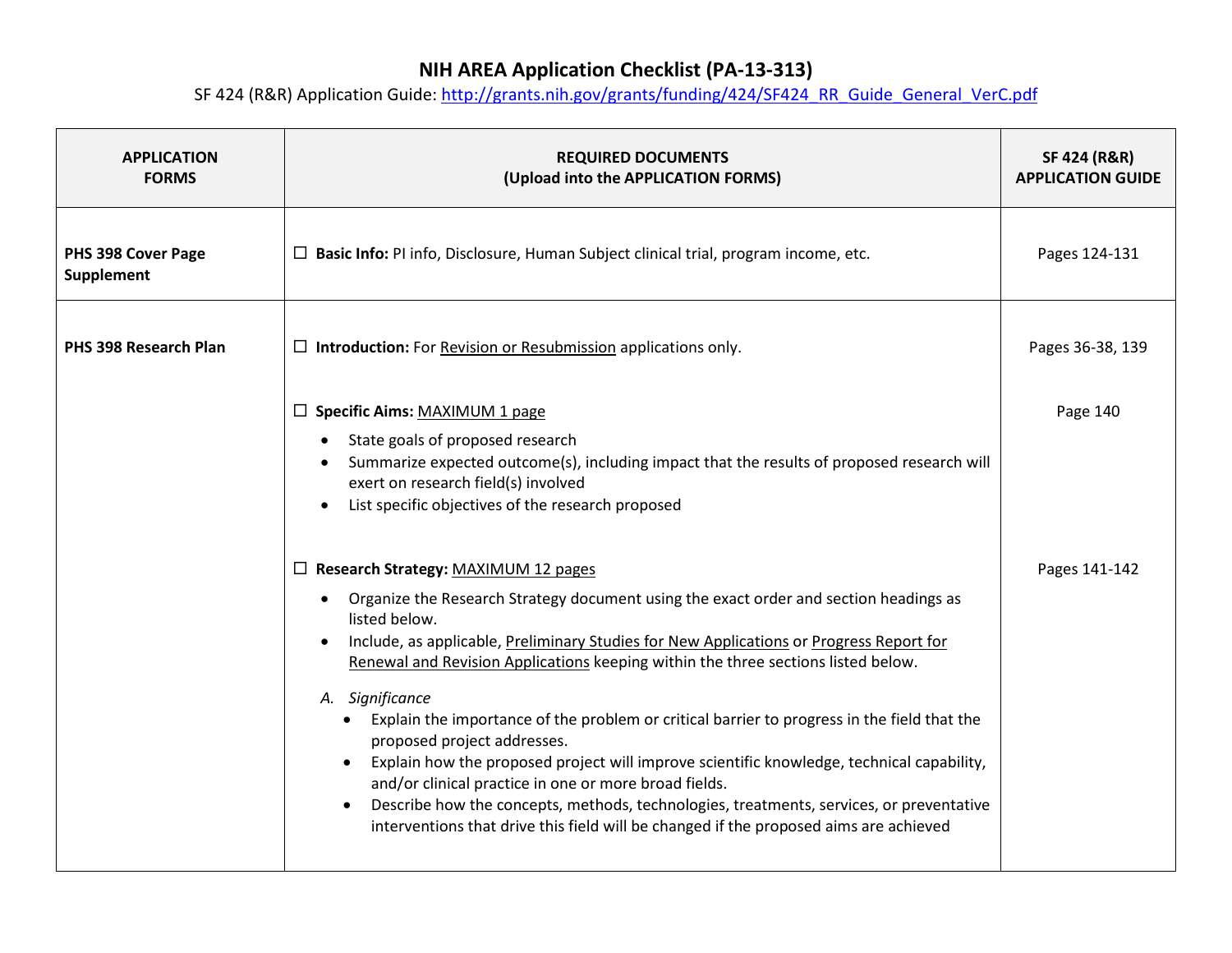# NIH AREA Application Checklist (PA-13-313)

SF 424 (R&R) Application Guide: http://grants.nih.gov/grants/funding/424/SF424_RR_Guide_General_VerC.pdf

| APPLICATION FORMS | REQUIRED DOCUMENTS (Upload into the APPLICATION FORMS) | SF 424 (R&R) APPLICATION GUIDE |
|---|---|---|
| **PHS 398 Cover Page Supplement** | ☐ **Basic Info:** PI info, Disclosure, Human Subject clinical trial, program income, etc. | Pages 124-131 |
| **PHS 398 Research Plan** | ☐ **Introduction:** For Revision or Resubmission applications only. | Pages 36-38, 139 |
| | ☐ **Specific Aims:** MAXIMUM 1 page<br>• State goals of proposed research<br>• Summarize expected outcome(s), including impact that the results of proposed research will exert on research field(s) involved<br>• List specific objectives of the research proposed | Page 140 |
| | ☐ **Research Strategy:** MAXIMUM 12 pages<br>• Organize the Research Strategy document using the exact order and section headings as listed below.<br>• Include, as applicable, Preliminary Studies for New Applications or Progress Report for Renewal and Revision Applications keeping within the three sections listed below.<br>*A. Significance*<br>• Explain the importance of the problem or critical barrier to progress in the field that the proposed project addresses.<br>• Explain how the proposed project will improve scientific knowledge, technical capability, and/or clinical practice in one or more broad fields.<br>• Describe how the concepts, methods, technologies, treatments, services, or preventative interventions that drive this field will be changed if the proposed aims are achieved | Pages 141-142 |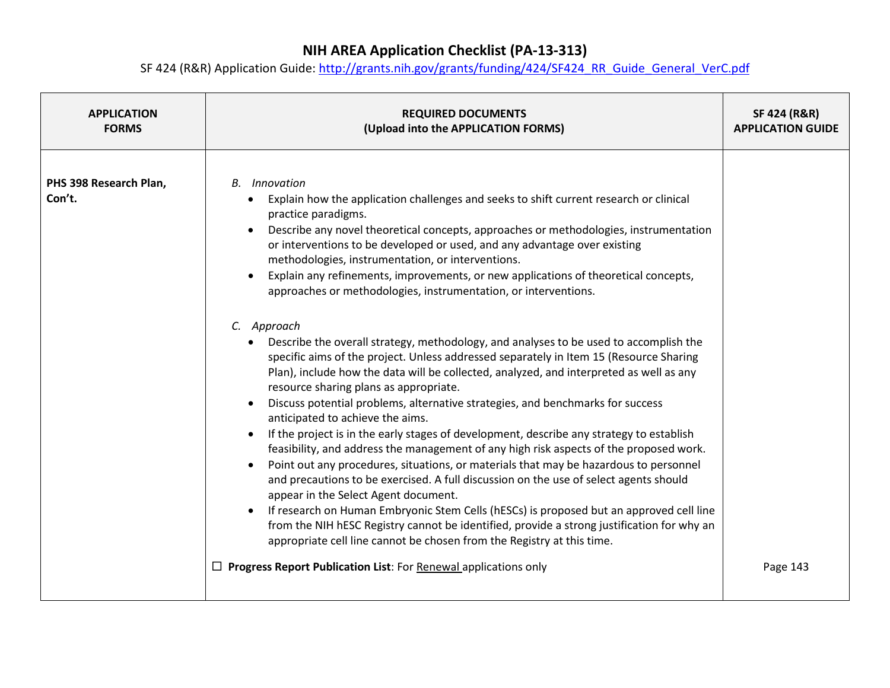# NIH AREA Application Checklist (PA-13-313)

SF 424 (R&R) Application Guide: http://grants.nih.gov/grants/funding/424/SF424_RR_Guide_General_VerC.pdf

| APPLICATION FORMS | REQUIRED DOCUMENTS (Upload into the APPLICATION FORMS) | SF 424 (R&R) APPLICATION GUIDE |
|---|---|---|
| **PHS 398 Research Plan, Con't.** | *B. Innovation*<br>• Explain how the application challenges and seeks to shift current research or clinical practice paradigms.<br>• Describe any novel theoretical concepts, approaches or methodologies, instrumentation or interventions to be developed or used, and any advantage over existing methodologies, instrumentation, or interventions.<br>• Explain any refinements, improvements, or new applications of theoretical concepts, approaches or methodologies, instrumentation, or interventions.<br><br>*C. Approach*<br>• Describe the overall strategy, methodology, and analyses to be used to accomplish the specific aims of the project. Unless addressed separately in Item 15 (Resource Sharing Plan), include how the data will be collected, analyzed, and interpreted as well as any resource sharing plans as appropriate.<br>• Discuss potential problems, alternative strategies, and benchmarks for success anticipated to achieve the aims.<br>• If the project is in the early stages of development, describe any strategy to establish feasibility, and address the management of any high risk aspects of the proposed work.<br>• Point out any procedures, situations, or materials that may be hazardous to personnel and precautions to be exercised. A full discussion on the use of select agents should appear in the Select Agent document.<br>• If research on Human Embryonic Stem Cells (hESCs) is proposed but an approved cell line from the NIH hESC Registry cannot be identified, provide a strong justification for why an appropriate cell line cannot be chosen from the Registry at this time.<br><br>☐ **Progress Report Publication List**: For <u>Renewal</u> applications only | <br><br><br><br><br><br><br><br><br><br><br><br><br><br><br><br>Page 143 |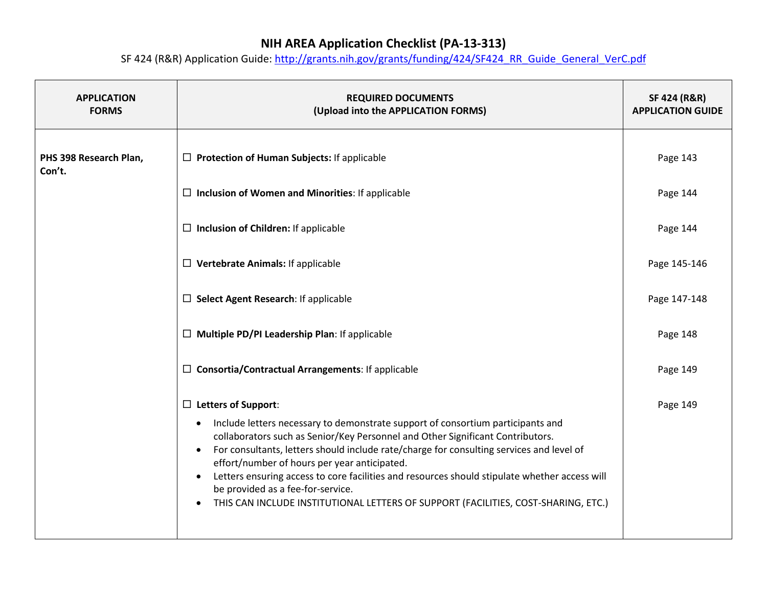# NIH AREA Application Checklist (PA-13-313)

SF 424 (R&R) Application Guide: http://grants.nih.gov/grants/funding/424/SF424_RR_Guide_General_VerC.pdf

| APPLICATION FORMS | REQUIRED DOCUMENTS (Upload into the APPLICATION FORMS) | SF 424 (R&R) APPLICATION GUIDE |
|---|---|---|
| **PHS 398 Research Plan, Con't.** | ☐ **Protection of Human Subjects:** If applicable | Page 143 |
| | ☐ **Inclusion of Women and Minorities**: If applicable | Page 144 |
| | ☐ **Inclusion of Children:** If applicable | Page 144 |
| | ☐ **Vertebrate Animals:** If applicable | Page 145-146 |
| | ☐ **Select Agent Research**: If applicable | Page 147-148 |
| | ☐ **Multiple PD/PI Leadership Plan**: If applicable | Page 148 |
| | ☐ **Consortia/Contractual Arrangements**: If applicable | Page 149 |
| | ☐ **Letters of Support**: <br>• Include letters necessary to demonstrate support of consortium participants and collaborators such as Senior/Key Personnel and Other Significant Contributors.<br>• For consultants, letters should include rate/charge for consulting services and level of effort/number of hours per year anticipated.<br>• Letters ensuring access to core facilities and resources should stipulate whether access will be provided as a fee-for-service.<br>• THIS CAN INCLUDE INSTITUTIONAL LETTERS OF SUPPORT (FACILITIES, COST-SHARING, ETC.) | Page 149 |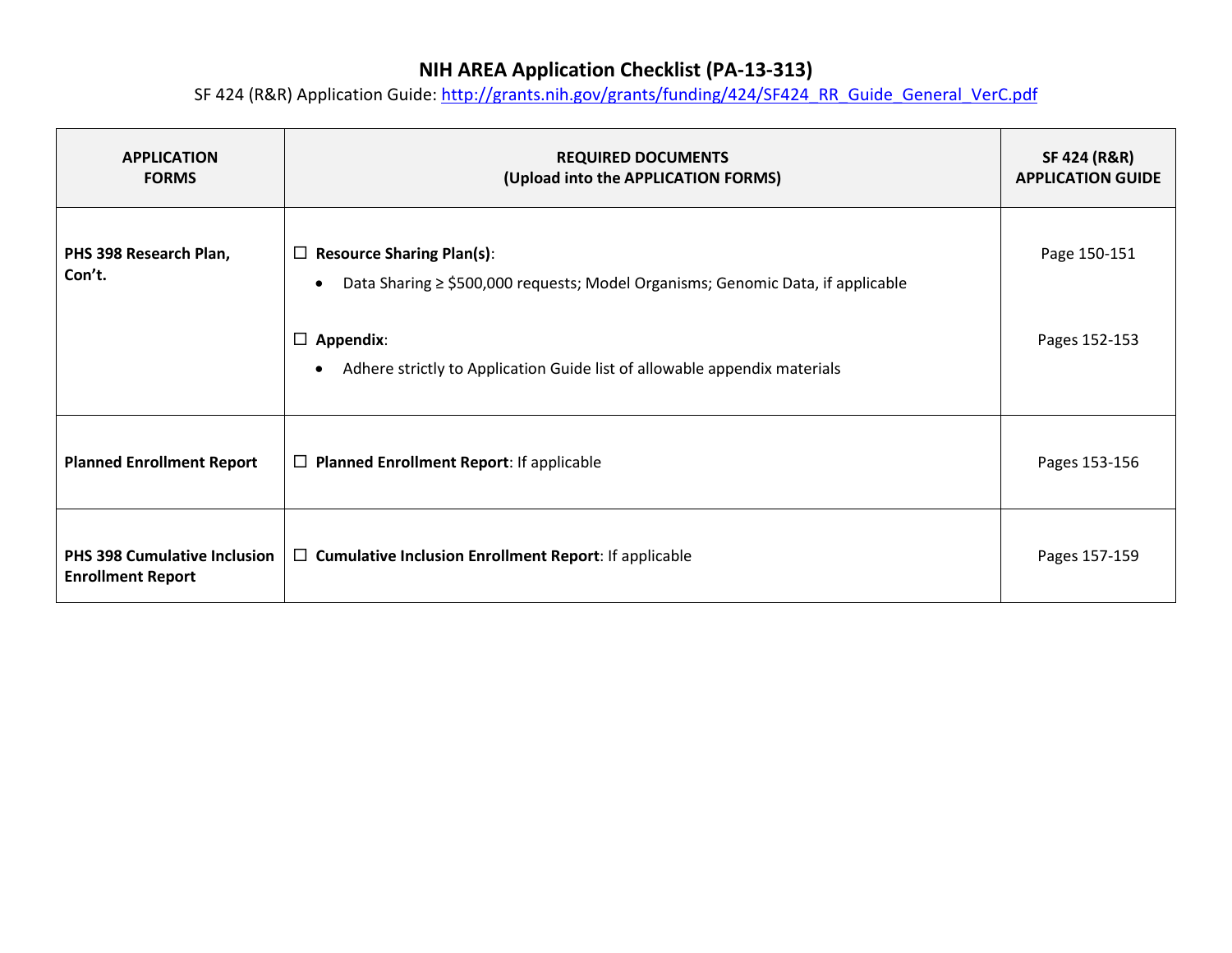# NIH AREA Application Checklist (PA-13-313)

SF 424 (R&R) Application Guide: http://grants.nih.gov/grants/funding/424/SF424_RR_Guide_General_VerC.pdf

| APPLICATION FORMS | REQUIRED DOCUMENTS (Upload into the APPLICATION FORMS) | SF 424 (R&R) APPLICATION GUIDE |
|---|---|---|
| **PHS 398 Research Plan, Con't.** | ☐ **Resource Sharing Plan(s)**: <br> • Data Sharing ≥ $500,000 requests; Model Organisms; Genomic Data, if applicable <br><br> ☐ **Appendix**: <br> • Adhere strictly to Application Guide list of allowable appendix materials | Page 150-151 <br><br><br> Pages 152-153 |
| **Planned Enrollment Report** | ☐ **Planned Enrollment Report**: If applicable | Pages 153-156 |
| **PHS 398 Cumulative Inclusion Enrollment Report** | ☐ **Cumulative Inclusion Enrollment Report**: If applicable | Pages 157-159 |